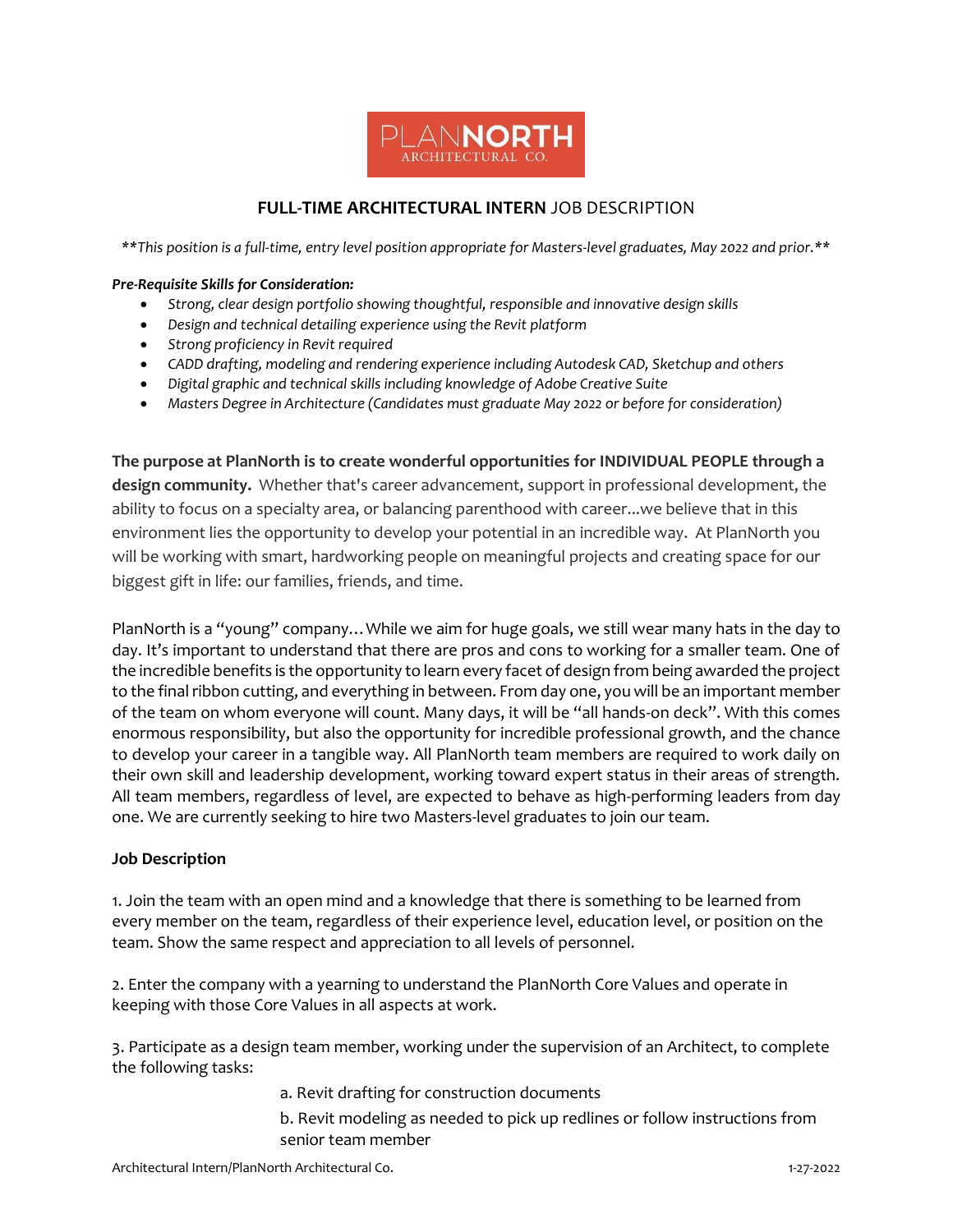PLANNORTH
ARCHITECTURAL CO.

## **FULL-TIME ARCHITECTURAL INTERN** JOB DESCRIPTION

*\*\*This position is a full-time, entry level position appropriate for Masters-level graduates, May 2022 and prior.\*\**

***Pre-Requisite Skills for Consideration:***

- *Strong, clear design portfolio showing thoughtful, responsible and innovative design skills*
- *Design and technical detailing experience using the Revit platform*
- *Strong proficiency in Revit required*
- *CADD drafting, modeling and rendering experience including Autodesk CAD, Sketchup and others*
- *Digital graphic and technical skills including knowledge of Adobe Creative Suite*
- *Masters Degree in Architecture (Candidates must graduate May 2022 or before for consideration)*

**The purpose at PlanNorth is to create wonderful opportunities for INDIVIDUAL PEOPLE through a design community.** Whether that's career advancement, support in professional development, the ability to focus on a specialty area, or balancing parenthood with career...we believe that in this environment lies the opportunity to develop your potential in an incredible way. At PlanNorth you will be working with smart, hardworking people on meaningful projects and creating space for our biggest gift in life: our families, friends, and time.

PlanNorth is a "young" company… While we aim for huge goals, we still wear many hats in the day to day. It's important to understand that there are pros and cons to working for a smaller team. One of the incredible benefits is the opportunity to learn every facet of design from being awarded the project to the final ribbon cutting, and everything in between. From day one, you will be an important member of the team on whom everyone will count. Many days, it will be "all hands-on deck". With this comes enormous responsibility, but also the opportunity for incredible professional growth, and the chance to develop your career in a tangible way. All PlanNorth team members are required to work daily on their own skill and leadership development, working toward expert status in their areas of strength. All team members, regardless of level, are expected to behave as high-performing leaders from day one. We are currently seeking to hire two Masters-level graduates to join our team.

### **Job Description**

1. Join the team with an open mind and a knowledge that there is something to be learned from every member on the team, regardless of their experience level, education level, or position on the team. Show the same respect and appreciation to all levels of personnel.

2. Enter the company with a yearning to understand the PlanNorth Core Values and operate in keeping with those Core Values in all aspects at work.

3. Participate as a design team member, working under the supervision of an Architect, to complete the following tasks:

   a. Revit drafting for construction documents

   b. Revit modeling as needed to pick up redlines or follow instructions from senior team member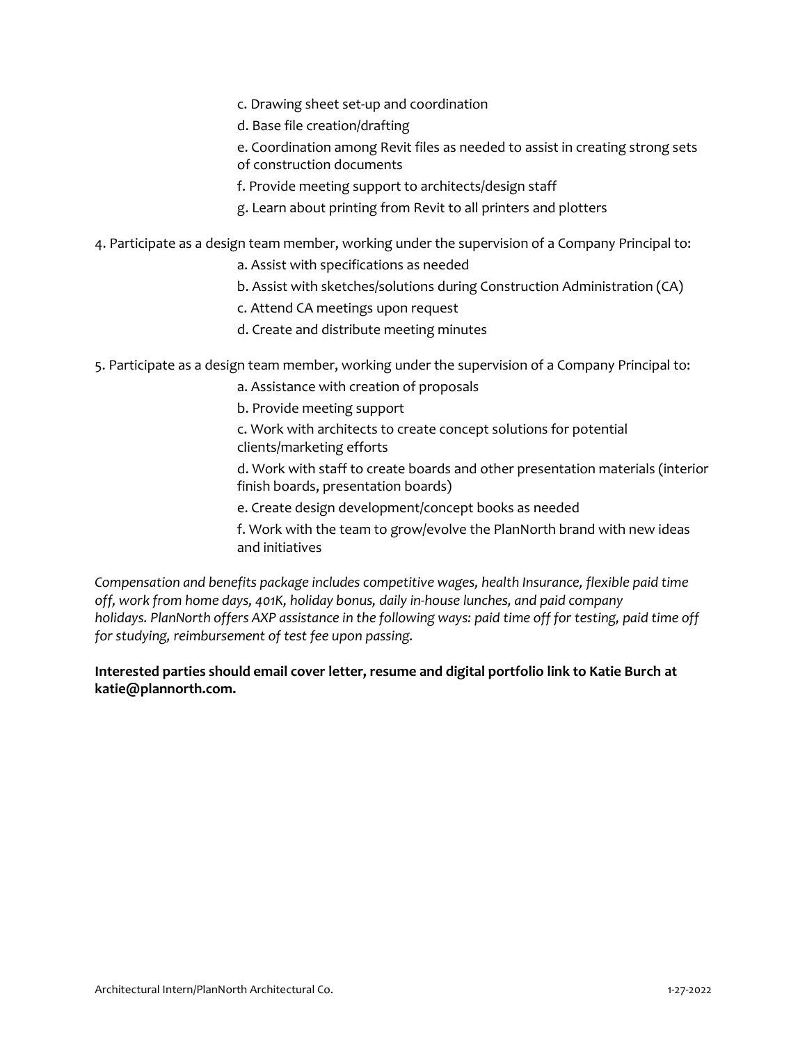c. Drawing sheet set-up and coordination

d. Base file creation/drafting

e. Coordination among Revit files as needed to assist in creating strong sets of construction documents

f. Provide meeting support to architects/design staff

g. Learn about printing from Revit to all printers and plotters

4. Participate as a design team member, working under the supervision of a Company Principal to:

   a. Assist with specifications as needed

   b. Assist with sketches/solutions during Construction Administration (CA)

   c. Attend CA meetings upon request

   d. Create and distribute meeting minutes

5. Participate as a design team member, working under the supervision of a Company Principal to:

   a. Assistance with creation of proposals

   b. Provide meeting support

   c. Work with architects to create concept solutions for potential clients/marketing efforts

   d. Work with staff to create boards and other presentation materials (interior finish boards, presentation boards)

   e. Create design development/concept books as needed

   f. Work with the team to grow/evolve the PlanNorth brand with new ideas and initiatives

*Compensation and benefits package includes competitive wages, health Insurance, flexible paid time off, work from home days, 401K, holiday bonus, daily in-house lunches, and paid company holidays. PlanNorth offers AXP assistance in the following ways: paid time off for testing, paid time off for studying, reimbursement of test fee upon passing.*

**Interested parties should email cover letter, resume and digital portfolio link to Katie Burch at katie@plannorth.com.**